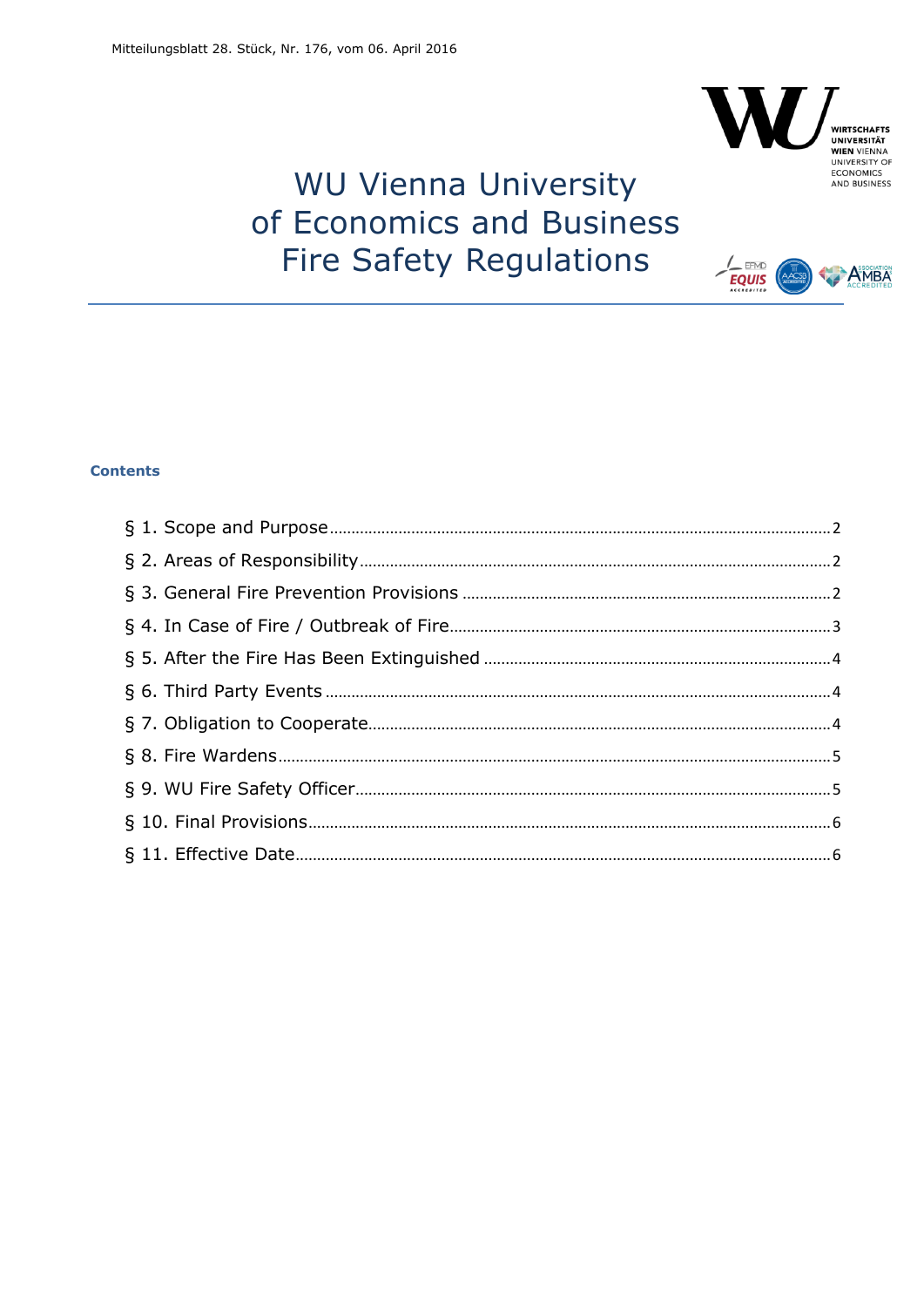Mitteilungsblatt 28. Stück, Nr. 176, vom 06. April 2016

# WU Vienna University of Economics and Business Fire Safety Regulations

### Contents

- § 1. Scope and Purpose ... 2
- § 2. Areas of Responsibility ... 2
- § 3. General Fire Prevention Provisions ... 2
- § 4. In Case of Fire / Outbreak of Fire ... 3
- § 5. After the Fire Has Been Extinguished ... 4
- § 6. Third Party Events ... 4
- § 7. Obligation to Cooperate ... 4
- § 8. Fire Wardens ... 5
- § 9. WU Fire Safety Officer ... 5
- § 10. Final Provisions ... 6
- § 11. Effective Date ... 6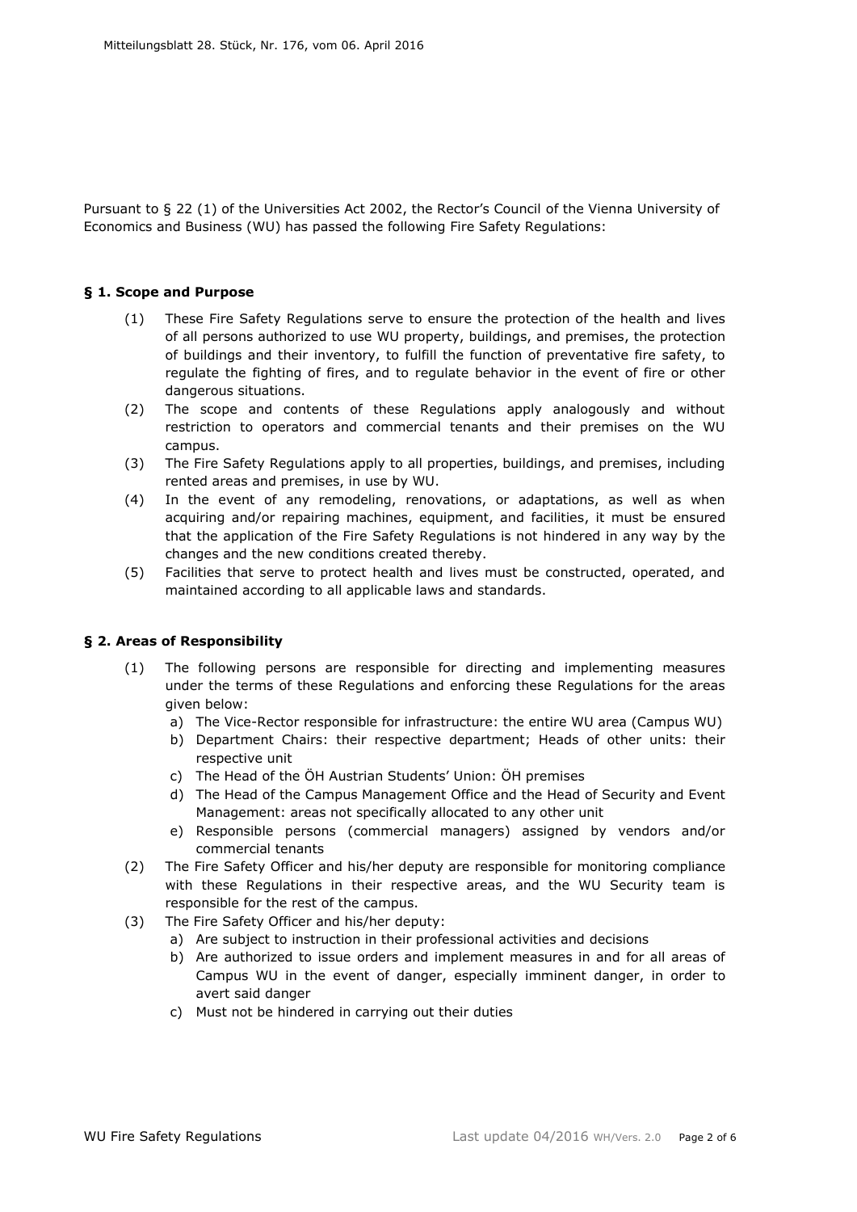Pursuant to § 22 (1) of the Universities Act 2002, the Rector's Council of the Vienna University of Economics and Business (WU) has passed the following Fire Safety Regulations:

### § 1. Scope and Purpose

(1) These Fire Safety Regulations serve to ensure the protection of the health and lives of all persons authorized to use WU property, buildings, and premises, the protection of buildings and their inventory, to fulfill the function of preventative fire safety, to regulate the fighting of fires, and to regulate behavior in the event of fire or other dangerous situations.

(2) The scope and contents of these Regulations apply analogously and without restriction to operators and commercial tenants and their premises on the WU campus.

(3) The Fire Safety Regulations apply to all properties, buildings, and premises, including rented areas and premises, in use by WU.

(4) In the event of any remodeling, renovations, or adaptations, as well as when acquiring and/or repairing machines, equipment, and facilities, it must be ensured that the application of the Fire Safety Regulations is not hindered in any way by the changes and the new conditions created thereby.

(5) Facilities that serve to protect health and lives must be constructed, operated, and maintained according to all applicable laws and standards.

### § 2. Areas of Responsibility

(1) The following persons are responsible for directing and implementing measures under the terms of these Regulations and enforcing these Regulations for the areas given below:
  a) The Vice-Rector responsible for infrastructure: the entire WU area (Campus WU)
  b) Department Chairs: their respective department; Heads of other units: their respective unit
  c) The Head of the ÖH Austrian Students' Union: ÖH premises
  d) The Head of the Campus Management Office and the Head of Security and Event Management: areas not specifically allocated to any other unit
  e) Responsible persons (commercial managers) assigned by vendors and/or commercial tenants

(2) The Fire Safety Officer and his/her deputy are responsible for monitoring compliance with these Regulations in their respective areas, and the WU Security team is responsible for the rest of the campus.

(3) The Fire Safety Officer and his/her deputy:
  a) Are subject to instruction in their professional activities and decisions
  b) Are authorized to issue orders and implement measures in and for all areas of Campus WU in the event of danger, especially imminent danger, in order to avert said danger
  c) Must not be hindered in carrying out their duties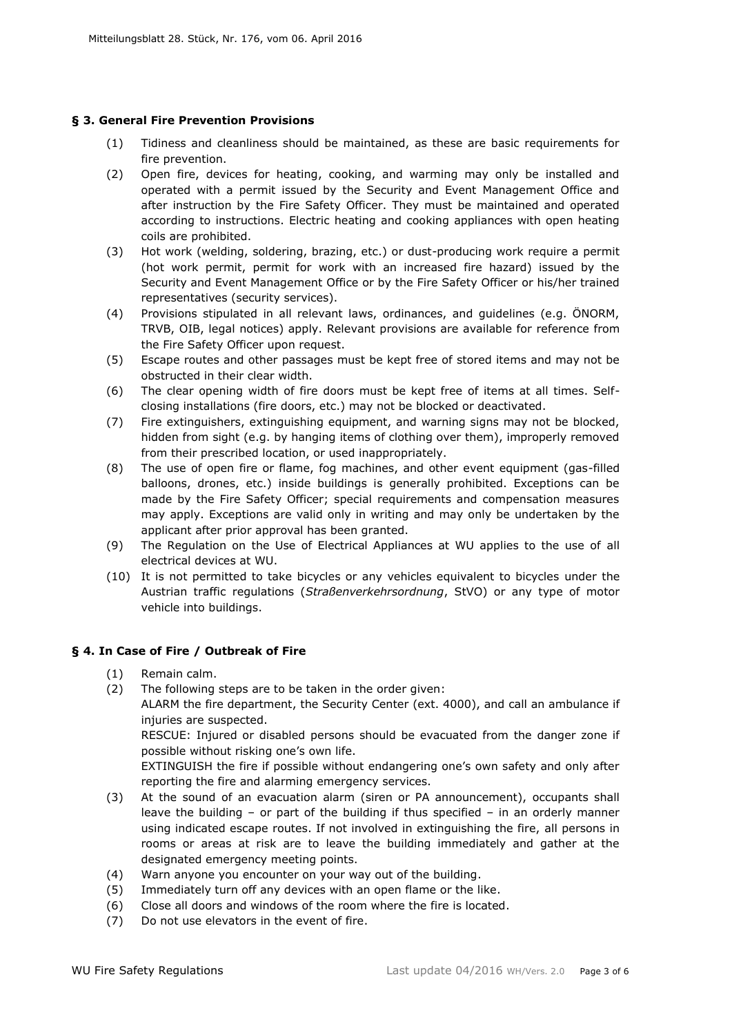## § 3. General Fire Prevention Provisions

(1) Tidiness and cleanliness should be maintained, as these are basic requirements for fire prevention.

(2) Open fire, devices for heating, cooking, and warming may only be installed and operated with a permit issued by the Security and Event Management Office and after instruction by the Fire Safety Officer. They must be maintained and operated according to instructions. Electric heating and cooking appliances with open heating coils are prohibited.

(3) Hot work (welding, soldering, brazing, etc.) or dust-producing work require a permit (hot work permit, permit for work with an increased fire hazard) issued by the Security and Event Management Office or by the Fire Safety Officer or his/her trained representatives (security services).

(4) Provisions stipulated in all relevant laws, ordinances, and guidelines (e.g. ÖNORM, TRVB, OIB, legal notices) apply. Relevant provisions are available for reference from the Fire Safety Officer upon request.

(5) Escape routes and other passages must be kept free of stored items and may not be obstructed in their clear width.

(6) The clear opening width of fire doors must be kept free of items at all times. Self-closing installations (fire doors, etc.) may not be blocked or deactivated.

(7) Fire extinguishers, extinguishing equipment, and warning signs may not be blocked, hidden from sight (e.g. by hanging items of clothing over them), improperly removed from their prescribed location, or used inappropriately.

(8) The use of open fire or flame, fog machines, and other event equipment (gas-filled balloons, drones, etc.) inside buildings is generally prohibited. Exceptions can be made by the Fire Safety Officer; special requirements and compensation measures may apply. Exceptions are valid only in writing and may only be undertaken by the applicant after prior approval has been granted.

(9) The Regulation on the Use of Electrical Appliances at WU applies to the use of all electrical devices at WU.

(10) It is not permitted to take bicycles or any vehicles equivalent to bicycles under the Austrian traffic regulations (*Straßenverkehrsordnung*, StVO) or any type of motor vehicle into buildings.

## § 4. In Case of Fire / Outbreak of Fire

(1) Remain calm.

(2) The following steps are to be taken in the order given:
ALARM the fire department, the Security Center (ext. 4000), and call an ambulance if injuries are suspected.
RESCUE: Injured or disabled persons should be evacuated from the danger zone if possible without risking one's own life.
EXTINGUISH the fire if possible without endangering one's own safety and only after reporting the fire and alarming emergency services.

(3) At the sound of an evacuation alarm (siren or PA announcement), occupants shall leave the building – or part of the building if thus specified – in an orderly manner using indicated escape routes. If not involved in extinguishing the fire, all persons in rooms or areas at risk are to leave the building immediately and gather at the designated emergency meeting points.

(4) Warn anyone you encounter on your way out of the building.

(5) Immediately turn off any devices with an open flame or the like.

(6) Close all doors and windows of the room where the fire is located.

(7) Do not use elevators in the event of fire.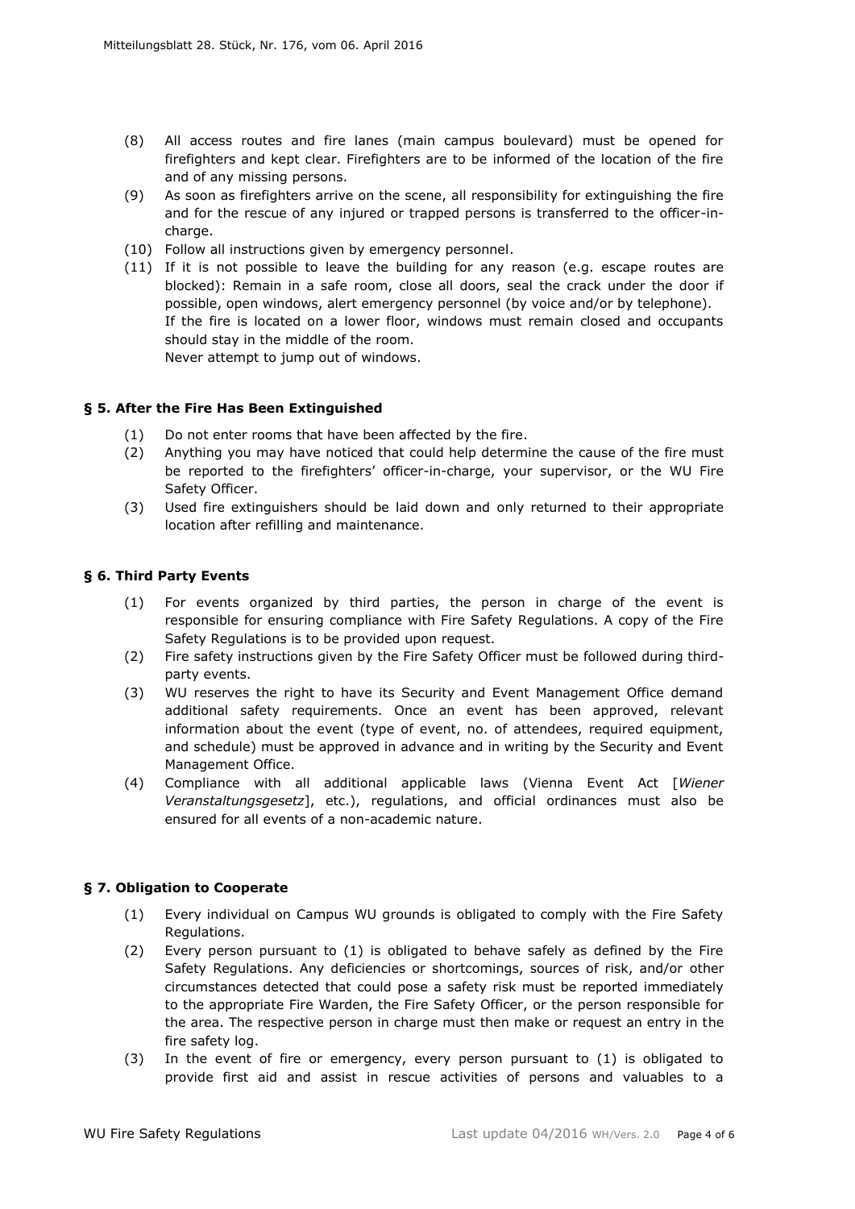(8) All access routes and fire lanes (main campus boulevard) must be opened for firefighters and kept clear. Firefighters are to be informed of the location of the fire and of any missing persons.

(9) As soon as firefighters arrive on the scene, all responsibility for extinguishing the fire and for the rescue of any injured or trapped persons is transferred to the officer-in-charge.

(10) Follow all instructions given by emergency personnel.

(11) If it is not possible to leave the building for any reason (e.g. escape routes are blocked): Remain in a safe room, close all doors, seal the crack under the door if possible, open windows, alert emergency personnel (by voice and/or by telephone).
If the fire is located on a lower floor, windows must remain closed and occupants should stay in the middle of the room.
Never attempt to jump out of windows.

## § 5. After the Fire Has Been Extinguished

(1) Do not enter rooms that have been affected by the fire.

(2) Anything you may have noticed that could help determine the cause of the fire must be reported to the firefighters' officer-in-charge, your supervisor, or the WU Fire Safety Officer.

(3) Used fire extinguishers should be laid down and only returned to their appropriate location after refilling and maintenance.

## § 6. Third Party Events

(1) For events organized by third parties, the person in charge of the event is responsible for ensuring compliance with Fire Safety Regulations. A copy of the Fire Safety Regulations is to be provided upon request.

(2) Fire safety instructions given by the Fire Safety Officer must be followed during third-party events.

(3) WU reserves the right to have its Security and Event Management Office demand additional safety requirements. Once an event has been approved, relevant information about the event (type of event, no. of attendees, required equipment, and schedule) must be approved in advance and in writing by the Security and Event Management Office.

(4) Compliance with all additional applicable laws (Vienna Event Act [*Wiener Veranstaltungsgesetz*], etc.), regulations, and official ordinances must also be ensured for all events of a non-academic nature.

## § 7. Obligation to Cooperate

(1) Every individual on Campus WU grounds is obligated to comply with the Fire Safety Regulations.

(2) Every person pursuant to (1) is obligated to behave safely as defined by the Fire Safety Regulations. Any deficiencies or shortcomings, sources of risk, and/or other circumstances detected that could pose a safety risk must be reported immediately to the appropriate Fire Warden, the Fire Safety Officer, or the person responsible for the area. The respective person in charge must then make or request an entry in the fire safety log.

(3) In the event of fire or emergency, every person pursuant to (1) is obligated to provide first aid and assist in rescue activities of persons and valuables to a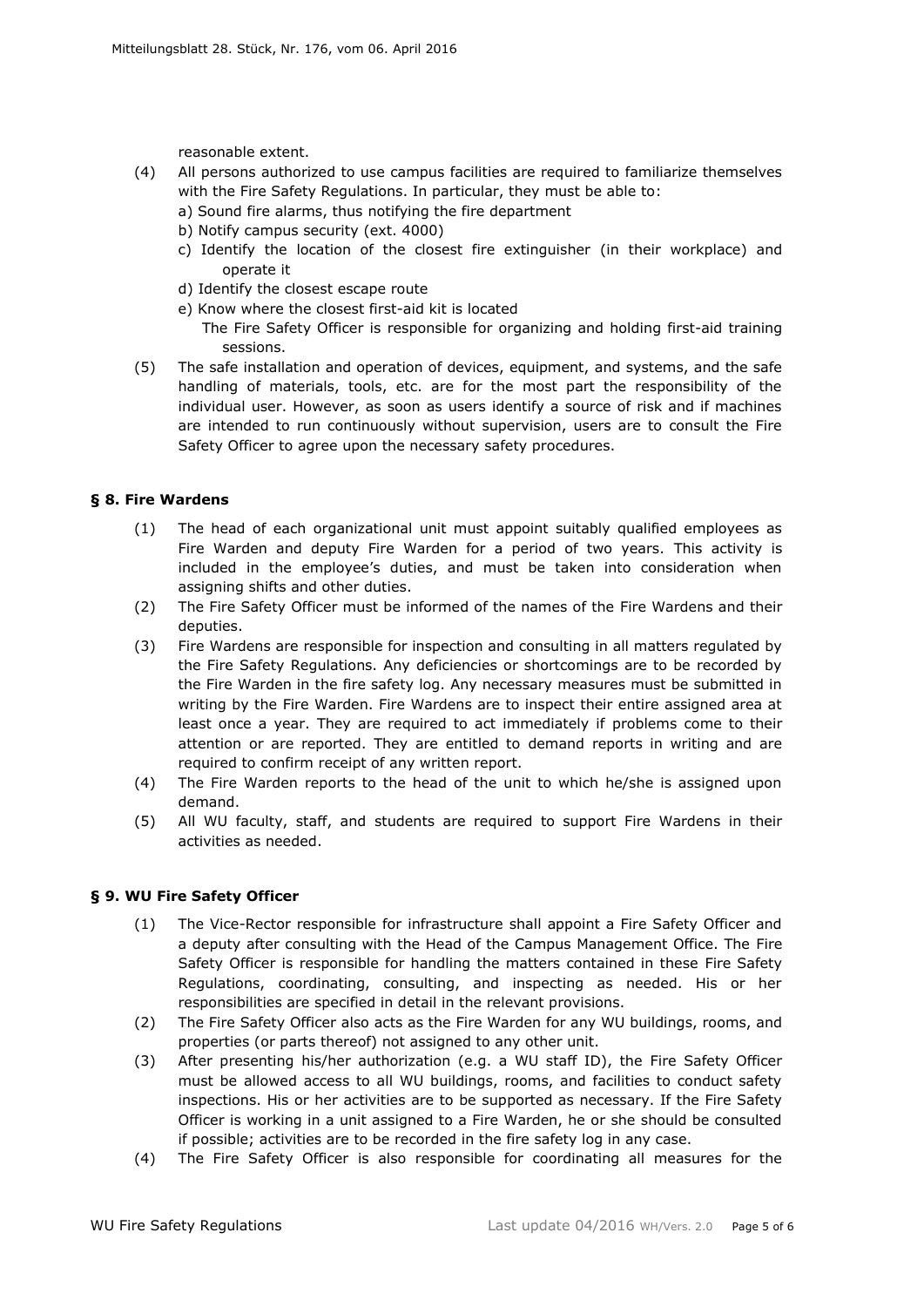reasonable extent.

(4) All persons authorized to use campus facilities are required to familiarize themselves with the Fire Safety Regulations. In particular, they must be able to:
   a) Sound fire alarms, thus notifying the fire department
   b) Notify campus security (ext. 4000)
   c) Identify the location of the closest fire extinguisher (in their workplace) and operate it
   d) Identify the closest escape route
   e) Know where the closest first-aid kit is located
   The Fire Safety Officer is responsible for organizing and holding first-aid training sessions.

(5) The safe installation and operation of devices, equipment, and systems, and the safe handling of materials, tools, etc. are for the most part the responsibility of the individual user. However, as soon as users identify a source of risk and if machines are intended to run continuously without supervision, users are to consult the Fire Safety Officer to agree upon the necessary safety procedures.

## § 8. Fire Wardens

(1) The head of each organizational unit must appoint suitably qualified employees as Fire Warden and deputy Fire Warden for a period of two years. This activity is included in the employee's duties, and must be taken into consideration when assigning shifts and other duties.

(2) The Fire Safety Officer must be informed of the names of the Fire Wardens and their deputies.

(3) Fire Wardens are responsible for inspection and consulting in all matters regulated by the Fire Safety Regulations. Any deficiencies or shortcomings are to be recorded by the Fire Warden in the fire safety log. Any necessary measures must be submitted in writing by the Fire Warden. Fire Wardens are to inspect their entire assigned area at least once a year. They are required to act immediately if problems come to their attention or are reported. They are entitled to demand reports in writing and are required to confirm receipt of any written report.

(4) The Fire Warden reports to the head of the unit to which he/she is assigned upon demand.

(5) All WU faculty, staff, and students are required to support Fire Wardens in their activities as needed.

## § 9. WU Fire Safety Officer

(1) The Vice-Rector responsible for infrastructure shall appoint a Fire Safety Officer and a deputy after consulting with the Head of the Campus Management Office. The Fire Safety Officer is responsible for handling the matters contained in these Fire Safety Regulations, coordinating, consulting, and inspecting as needed. His or her responsibilities are specified in detail in the relevant provisions.

(2) The Fire Safety Officer also acts as the Fire Warden for any WU buildings, rooms, and properties (or parts thereof) not assigned to any other unit.

(3) After presenting his/her authorization (e.g. a WU staff ID), the Fire Safety Officer must be allowed access to all WU buildings, rooms, and facilities to conduct safety inspections. His or her activities are to be supported as necessary. If the Fire Safety Officer is working in a unit assigned to a Fire Warden, he or she should be consulted if possible; activities are to be recorded in the fire safety log in any case.

(4) The Fire Safety Officer is also responsible for coordinating all measures for the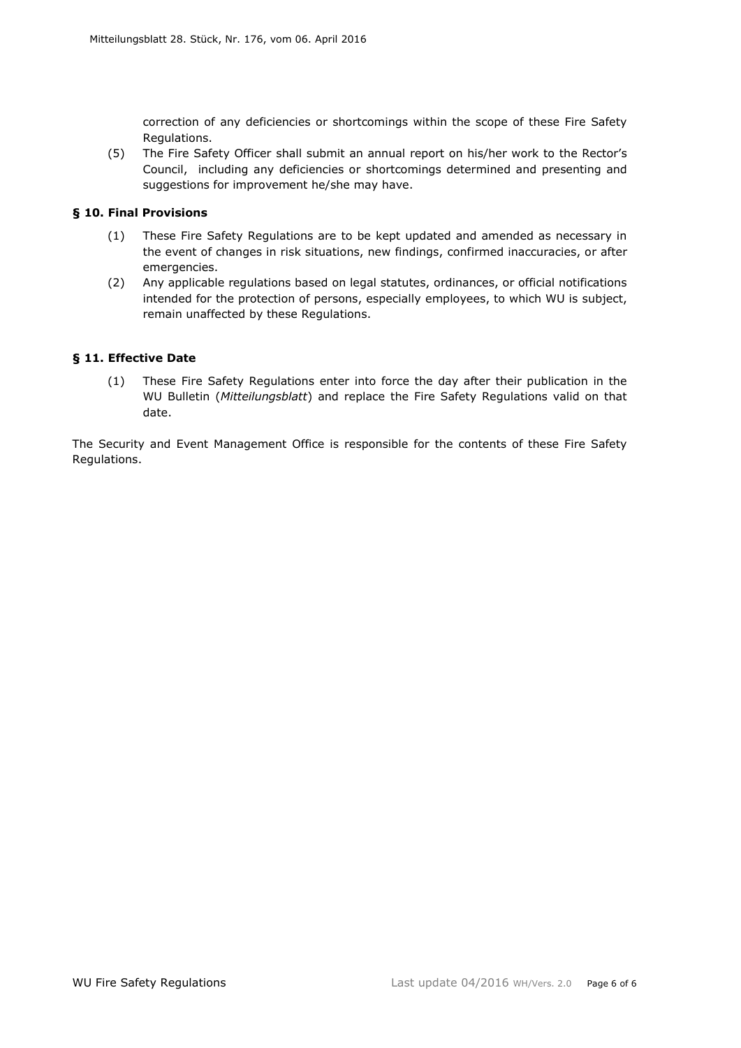correction of any deficiencies or shortcomings within the scope of these Fire Safety Regulations.

(5) The Fire Safety Officer shall submit an annual report on his/her work to the Rector's Council, including any deficiencies or shortcomings determined and presenting and suggestions for improvement he/she may have.

## § 10. Final Provisions

(1) These Fire Safety Regulations are to be kept updated and amended as necessary in the event of changes in risk situations, new findings, confirmed inaccuracies, or after emergencies.

(2) Any applicable regulations based on legal statutes, ordinances, or official notifications intended for the protection of persons, especially employees, to which WU is subject, remain unaffected by these Regulations.

## § 11. Effective Date

(1) These Fire Safety Regulations enter into force the day after their publication in the WU Bulletin (*Mitteilungsblatt*) and replace the Fire Safety Regulations valid on that date.

The Security and Event Management Office is responsible for the contents of these Fire Safety Regulations.